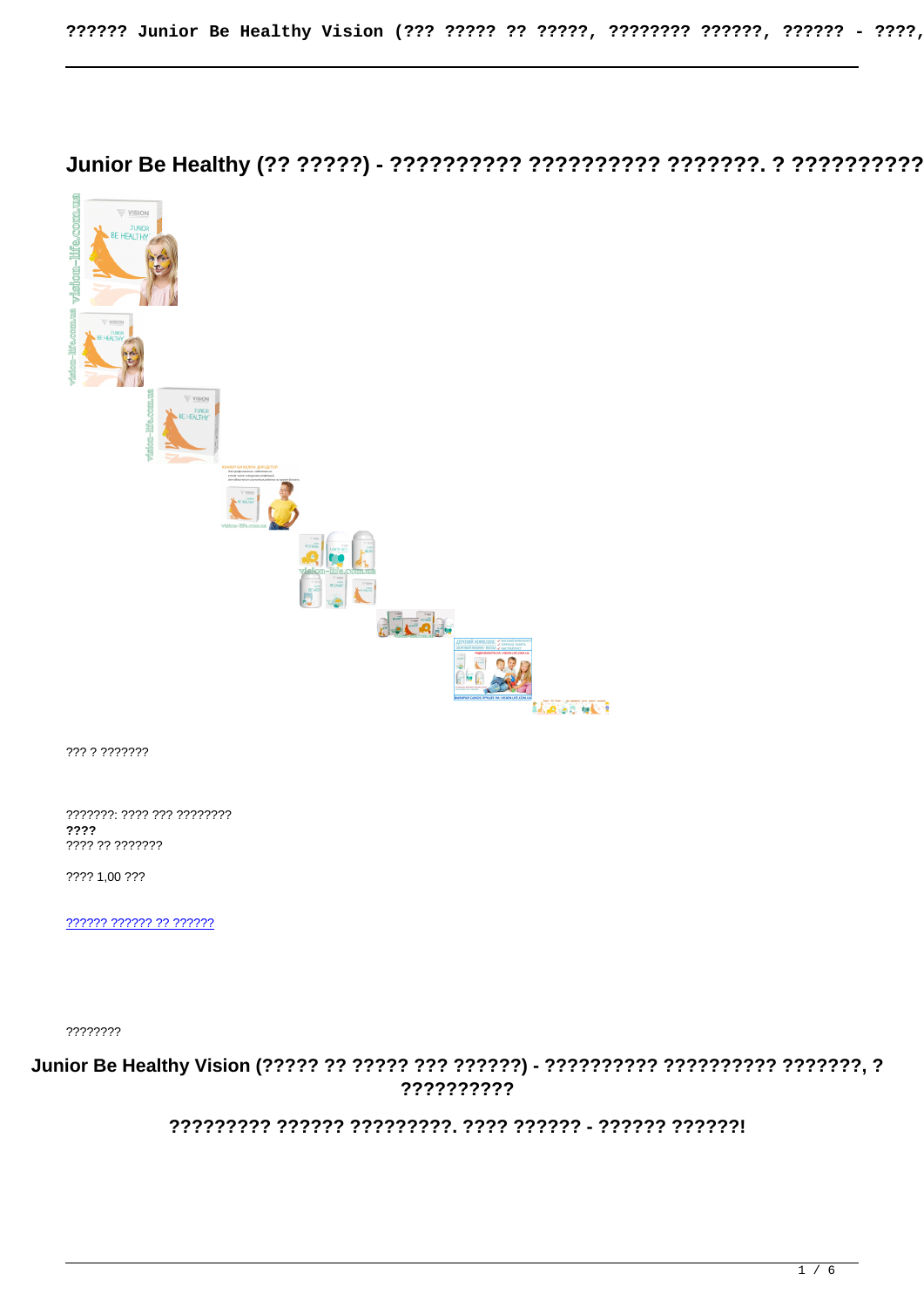# Junior Be Healthy (?? ?????) - ?????????? ?????????? ???????. ? ??????????

??? ? ???????

???????: ???? ??? ????????
**????**
???? ?? ???????

???? 1,00 ???

?????? ?????? ?? ??????

????????

## Junior Be Healthy Vision (????? ?? ????? ??? ??????) - ?????????? ?????????? ???????, ? ??????????

### ????????? ?????? ?????????. ???? ?????? - ?????? ??????!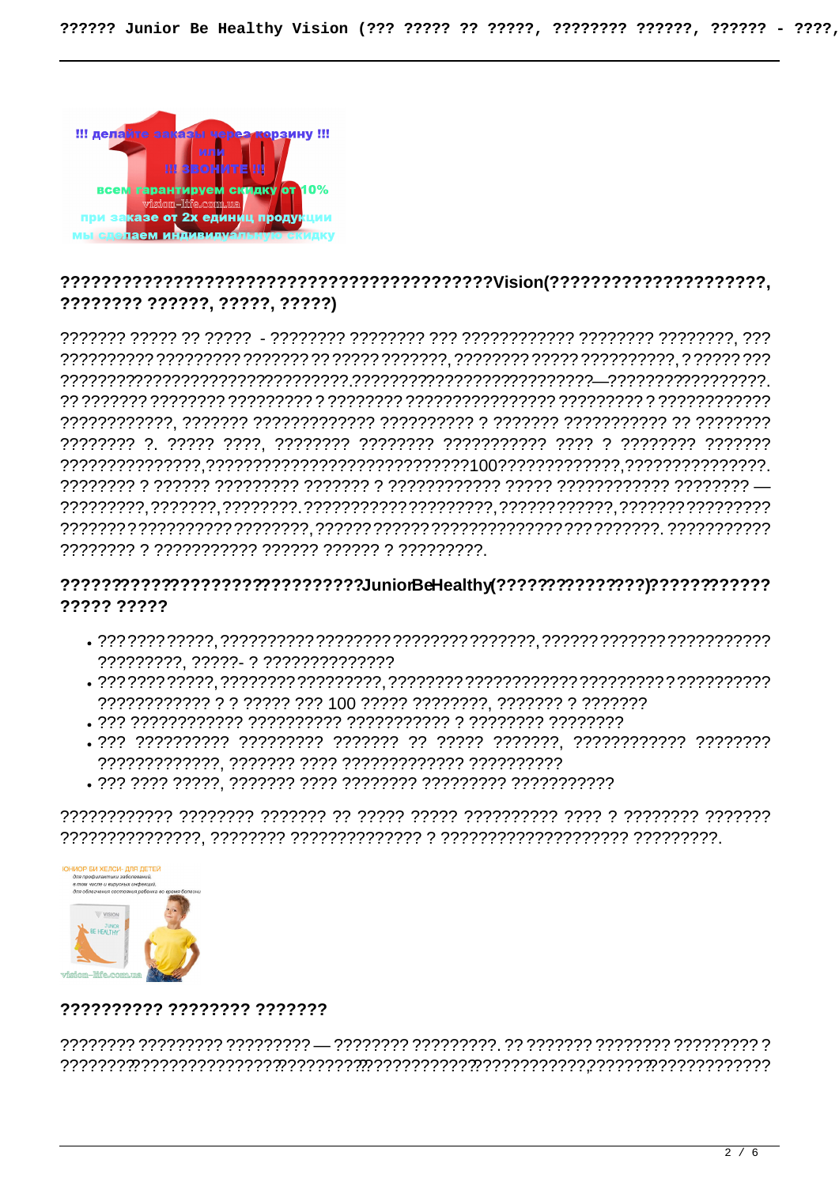## ??????????????????????????????????????????Vision(?????????????????????, ???????? ??????, ?????, ?????)

??????? ????? ?? ????? - ???????? ???????? ??? ???????????? ???????? ????????, ??? ?????????? ????????? ??????? ?? ????? ???????, ???????? ????? ??????????, ? ????? ??? ?????????????????????????????.??????????????????????????—??????????????????. ?? ??????? ???????? ????????? ? ???????? ???????????????? ????????? ? ???????????? ????????????, ??????? ????????????? ?????????? ? ??????? ??????????? ?? ???????? ???????? ?. ????? ????, ???????? ???????? ??????????? ???? ? ???????? ??????? ???????????????,???????????????????????????100?????????????,???????????????. ???????? ? ?????? ????????? ??????? ? ???????????? ????? ???????????? ???????? — ?????????, ???????, ????????. ????????????????????, ????????????, ??????? ????????? ??????? ?????????? ????????, ?????? ?????? ????????????????? ??? ???????. ??????????? ???????? ? ??????????? ?????? ?????? ? ?????????.

## ?????????????????????????????JuniorBeHealthy(???????????????)????????????? ????? ?????

- ??? ?????????, ?????????? ???????? ???????? ???????, ?????? ??????? ?????????? ?????????, ?????- ? ??????????????
- ??? ?????????, ???????? ?????????, ???????? ??????????? ????????? ? ?????????? ???????????? ? ? ????? ??? 100 ????? ????????, ??????? ? ???????
- ??? ???????????? ?????????? ??????????? ? ???????? ????????
- ??? ?????????? ????????? ??????? ?? ????? ???????, ???????????? ???????? ?????????????, ??????? ???? ????????????? ??????????
- ??? ???? ?????, ??????? ???? ???????? ????????? ???????????

???????????? ???????? ??????? ?? ????? ????? ?????????? ???? ? ???????? ??????? ???????????????, ???????? ?????????????? ? ???????????????????? ?????????.

## ?????????? ???????? ???????

???????? ????????? ????????? — ???????? ?????????. ?? ??????? ???????? ????????? ? ????????????????????????????????????????????????????????????????????????????????????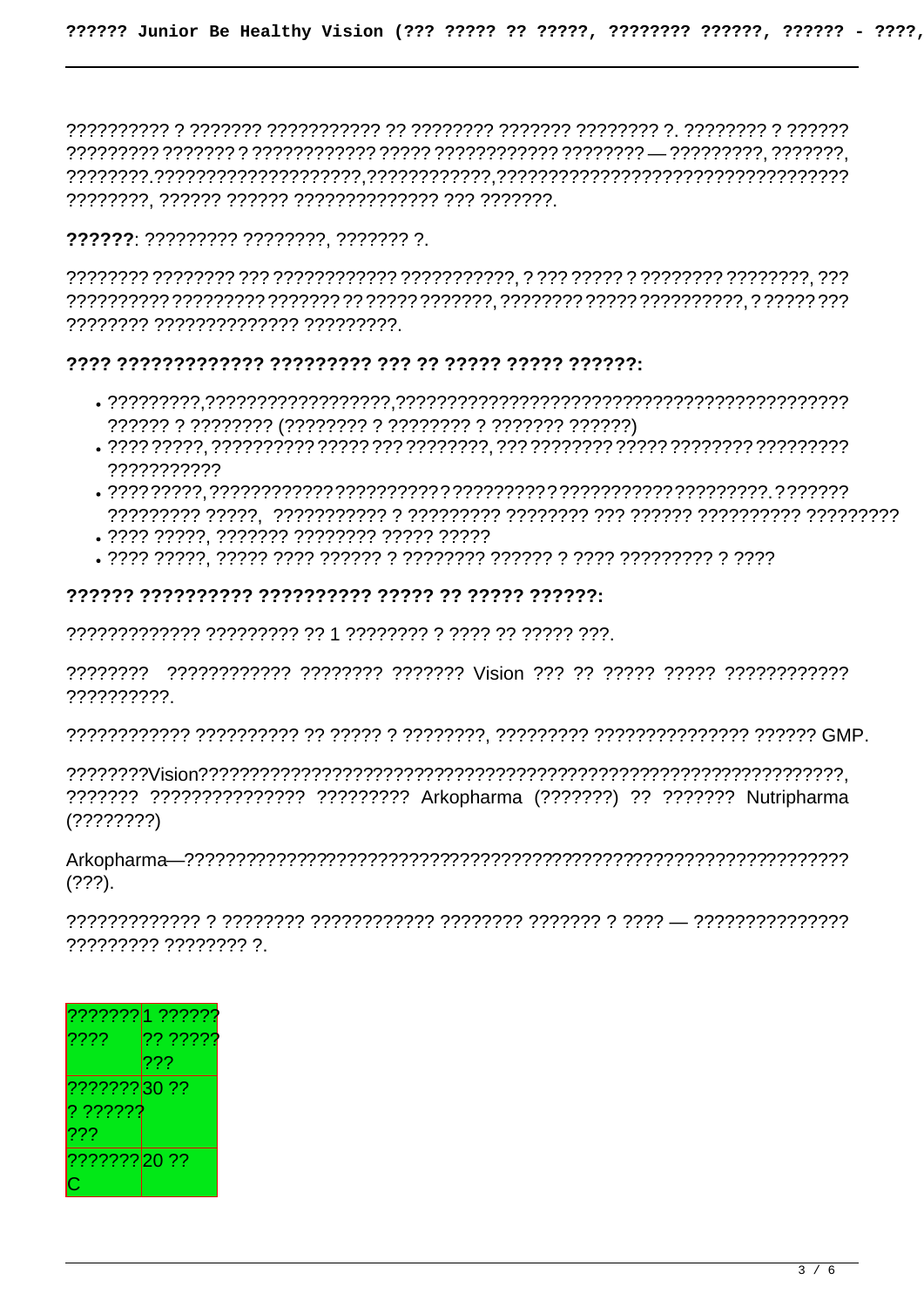?????????? ? ??????? ??????????? ?? ???????? ??????? ???????? ?. ???????? ? ?????? ????????? ??????? ? ??????????? ????? ??????????? ???????? — ?????????, ???????, ????????.???????????????????,???????????,???????????????????????????????? ????????, ?????? ?????? ????????????? ??? ???????.

**??????**: ????????? ????????, ??????? ?.

???????? ???????? ??? ???????????? ???????????, ? ??? ????? ? ???????? ????????, ??? ?????????? ????????? ??????? ?? ????? ???????, ???????? ????? ??????????, ? ????? ??? ???????? ????????????? ?????????.

#### ???? ????????????? ????????? ??? ?? ????? ????? ??????:

- ?????????,?????????????????,??????????????????????????????????????????? ?????? ? ???????? (???????? ? ???????? ? ??????? ??????)
- ???? ?????, ?????????? ????? ??? ????????, ??? ???????? ????? ???????? ????????? ???????????
- ???? ?????, ??????????? ?????????? ? ????????? ? ?????????? ?????????. ??????? ????????? ?????, ??????????? ? ????????? ???????? ??? ?????? ?????????? ?????????
- ???? ?????, ??????? ???????? ????? ?????
- ???? ?????, ????? ???? ?????? ? ???????? ?????? ? ???? ????????? ? ????

#### ?????? ?????????? ?????????? ????? ?? ????? ??????:

????????????? ????????? ?? 1 ???????? ? ???? ?? ????? ???.

???????? ???????????? ???????? ??????? Vision ??? ?? ????? ????? ???????????? ??????????.

???????????? ?????????? ?? ????? ? ????????, ????????? ??????????????? ?????? GMP.

????????Vision??????????????????????????????????????????????????????????????????, ??????? ??????????????? ????????? Arkopharma (???????) ?? ??????? Nutripharma (????????)

Arkopharma—??????????????????????????????????????????????????????????????????? (???).

????????????? ? ???????? ???????????? ???????? ??????? ? ???? — ??????????????? ????????? ???????? ?.

| ??????? ???? | 1 ?????? ?? ????? ??? |
| --- | --- |
| ??????? ? ?????? ??? | 30 ?? |
| ??????? C | 20 ?? |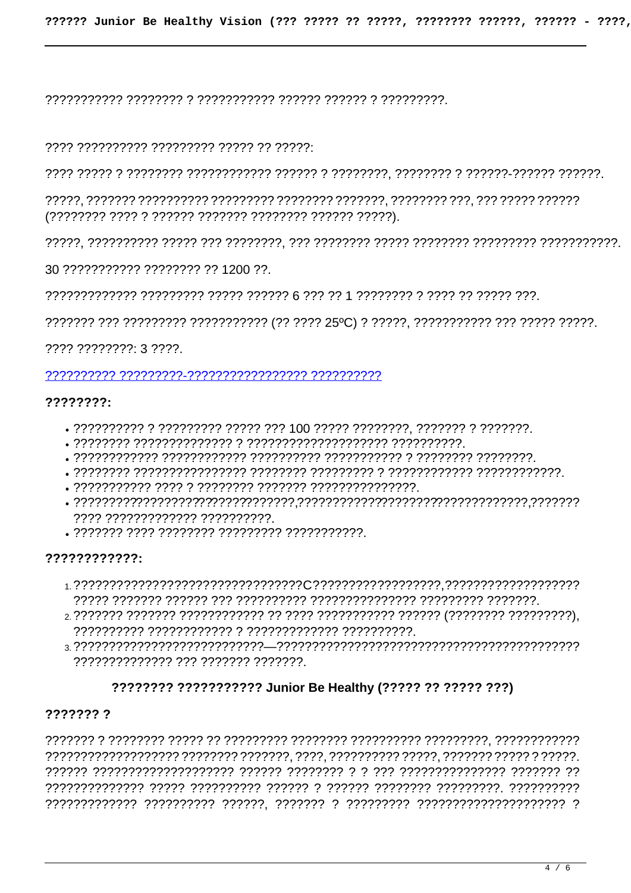??????????? ???????? ? ??????????? ?????? ?????? ? ?????????.

???? ?????????? ????????? ????? ?? ?????:

???? ????? ? ???????? ???????????? ?????? ? ????????, ???????? ? ??????-?????? ??????.

?????, ??????? ?????????? ????????? ???????? ???????, ???????? ???, ??? ????? ?????? (???????? ???? ? ?????? ??????? ???????? ?????? ?????).

?????, ?????????? ????? ??? ????????, ??? ???????? ????? ???????? ????????? ???????????.

30 ??????????? ???????? ?? 1200 ??.

????????????? ????????? ????? ?????? 6 ??? ?? 1 ???????? ? ???? ?? ????? ???.

??????? ??? ????????? ??????????? (?? ???? 25ºC) ? ?????, ??????????? ??? ????? ?????.

???? ????????: 3 ????.

?????????? ?????????-???????????????? ??????????

**????????:**

- ?????????? ? ????????? ????? ??? 100 ????? ????????, ??????? ? ???????.
- ???????? ????????????? ? ??????????????????? ??????????.
- ???????????? ??????????? ?????????? ??????????? ? ???????? ????????.
- ???????? ??????????????? ???????? ????????? ? ??????????? ????????????.
- ??????????? ???? ? ???????? ??????? ???????????????.
- ????????????????????????????????,???????????????????????????????????,??????? ???? ????????????? ??????????.
- ??????? ???? ???????? ????????? ???????????.

**????????????:**

1. ????????????????????????????????C?????????????????,??????????????????? ????? ??????? ?????? ??? ?????????? ??????????????? ????????? ???????.
2. ??????? ??????? ???????????? ?? ???? ??????????? ?????? (???????? ?????????), ?????????? ???????????? ? ????????????? ??????????.
3. ???????????????????????????—????????????????????????????????????????????? ?????????????? ??? ??????? ???????.

### ???????? ?????????? Junior Be Healthy (????? ?? ????? ???)

**??????? ?**

??????? ? ???????? ????? ?? ????????? ???????? ?????????? ?????????, ???????????? ?????????????????? ???????? ???????, ????, ?????????? ?????, ??????? ????? ? ?????. ?????? ??????????????????? ?????? ???????? ? ? ??? ??????????????? ??????? ?? ?????????????? ????? ?????????? ?????? ? ?????? ???????? ?????????. ?????????? ????????????? ?????????? ??????, ??????? ? ????????? ???????????????????? ?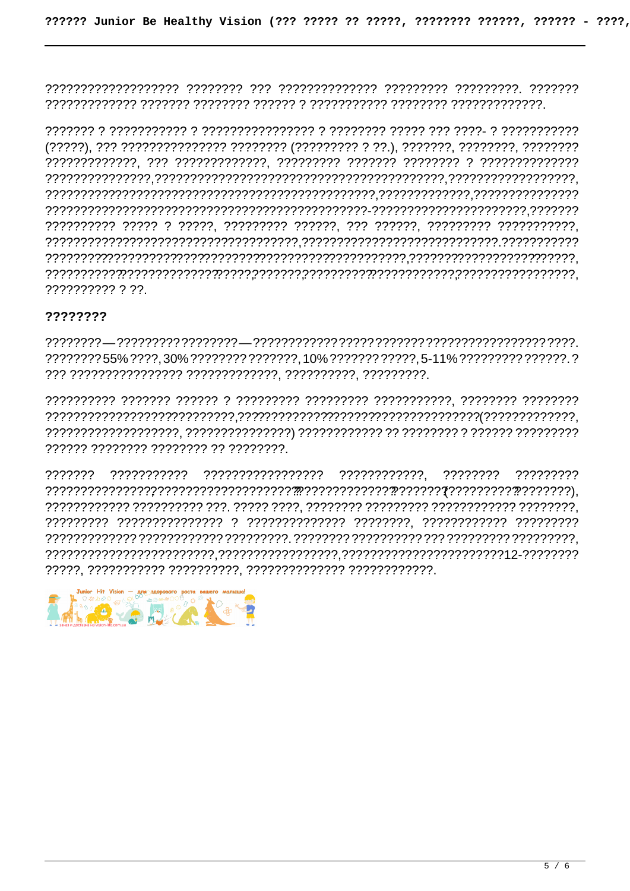??????????????????? ???????? ??? ?????????????? ????????? ?????????. ??????? ????????????? ??????? ???????? ?????? ? ??????????? ???????? ?????????????.

??????? ? ??????????? ? ???????????????? ? ???????? ????? ??? ????- ? ??????????? (?????), ??? ??????????????? ???????? (????????? ? ??.), ???????, ????????, ???????? ?????????????, ??? ?????????????, ????????? ??????? ???????? ? ?????????????? ???????????????,???????????????????????????????????????,?????????????????, ?????????????????????????????????????????????,?????????????,??????????????? ???????????????????????????????????????????-????????????????????,??????? ?????????? ????? ? ?????, ????????? ??????, ??? ??????, ????????? ???????????, ???????????????????????????????????,??????????????????????????.??????????? ?????????????????????????????????????????????????,?????????????????????, ??????????????????????????????,???????,?????????????????????,?????????????????, ?????????? ? ??.

## ????????

????????—?????????????????—???????????????????????????????????????????????. ????????55%????,30%???????????????,10%????????????,5-11%????????????????.? ??? ???????????????? ?????????????, ??????????, ?????????.

?????????? ??????? ?????? ? ????????? ????????? ???????????, ???????? ???????? ???????????????????????????,?????????????????????????????????????(?????????????, ???????????????????, ???????????????) ???????????? ?? ???????? ? ?????? ????????? ?????? ???????? ???????? ?? ????????.

??????? ??????????? ????????????????? ????????????, ???????? ????????? ?????????????????????????????????????????????????????????????(???????????????????), ???????????? ?????????? ???. ????? ????, ???????? ????????? ???????????? ????????, ????????? ??????????????? ? ?????????????? ????????, ???????????? ????????? ????????????? ??????????? ?????????. ???????? ????????? ??? ????????? ?????????, ???????????????????????,?????????????????,??????????????????????12-???????? ?????, ??????????? ??????????, ?????????????? ????????????.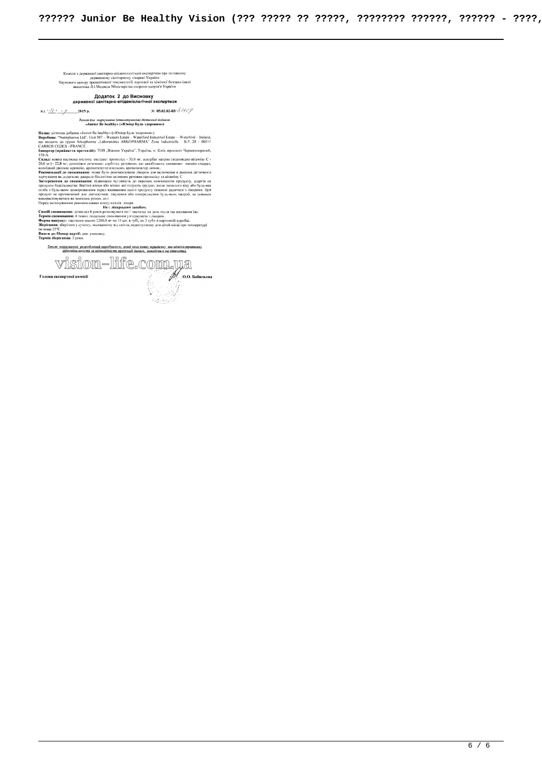Комісія з державної санітарно-епідеміологічної експертизи при головному державному санітарному лікареві України
Наукового центру превентивної токсикології, харчової та хімічної безпеки імені академіка Л.І.Медведя Міністерства охорони здоров'я України

## Додаток 2 до Висновку державної санітарно-епідеміологічної експертизи

від "16" 11 2015 р. № 05.03.02-03/ 114004

***Текст для маркування (етикетування) дієтичної добавки «Junior Be healthy» («Юніор Будь здоровим»)***

**Назва:** дієтична добавка «Junior Be healthy» («Юніор Будь здоровим»).
**Виробник:** "Nutripharma Ltd". Unit 507 – Western Estate – Waterford Industrial Estate – Waterford – Ireland, що входить до групи Arkopharma „Laboratoires ARKOPHARMA" Zone Industrielle – B.P. 28 – 06511 CARROS CEDEX - FRANCE .
**Імпортер (прийняття претензій):** ТОВ „Віжион Україна", Україна, м. Київ, проспект Червонозоряний, 150-А.
**Склад:** кожна пастилка містить: екстракт прополісу - 30,0 мг, аскорбат натрію (відповідно вітаміну С - 20,0 мг) - 22,8 мг; допоміжні речовини: сорбітол, речовини, що запобігають злипанню- магнію стеарат, колоїдний двоокис кремнію, ароматизатор апельсин, ароматизатор лимон..
**Рекомендації до споживання:** може бути рекомендована лікарем для включення в раціони дієтичного харчування як додаткове джерело біологічно активних речовин прополісу та вітаміну С
**Застереження до споживання:** підвищена чутливість до окремих компонентів продукту, алергія на продукти бджільництва. Вагітні жінки або жінки, які годують грудю, люди похилого віку або будь-яка особа з будь-яким захворюванням перед вживанням цього продукту повинні радитися з лікарями. Цей продукт не призначений для діагностики, лікування або попередження будь-яких хвороб, не повинен використовуватися як замінник різних дієт.
Перед застосуванням рекомендована консультація лікаря.

**Не є лікарським засобом.**

**Спосіб споживання:** дітям від 6 років розжовувати по 1 пастилці на день після час вживання їжі.
**Термін споживання:** 4 тижні, подальше споживання узгоджувати з лікарем.
**Форма випуску:** пастилки масою 1200,0 мг по 10 шт. в тубі, по 3 туби в картонній коробці.
**Зберігання:** зберігати у сухому, захищеному від світла, недоступному для дітей місці при температурі не вище 25°С.
**Вжити до:/Номер партії:** див. упаковку.
**Термін зберігання:** 3 роки.

***Текст маркування розроблений виробником, який несе повну юридичну та адміністративну відповідальність за відповідність продукції даним, наведеним на етикетці.***

vision-life.com.ua

**Голова експертної комісії** О.О. Бобильова